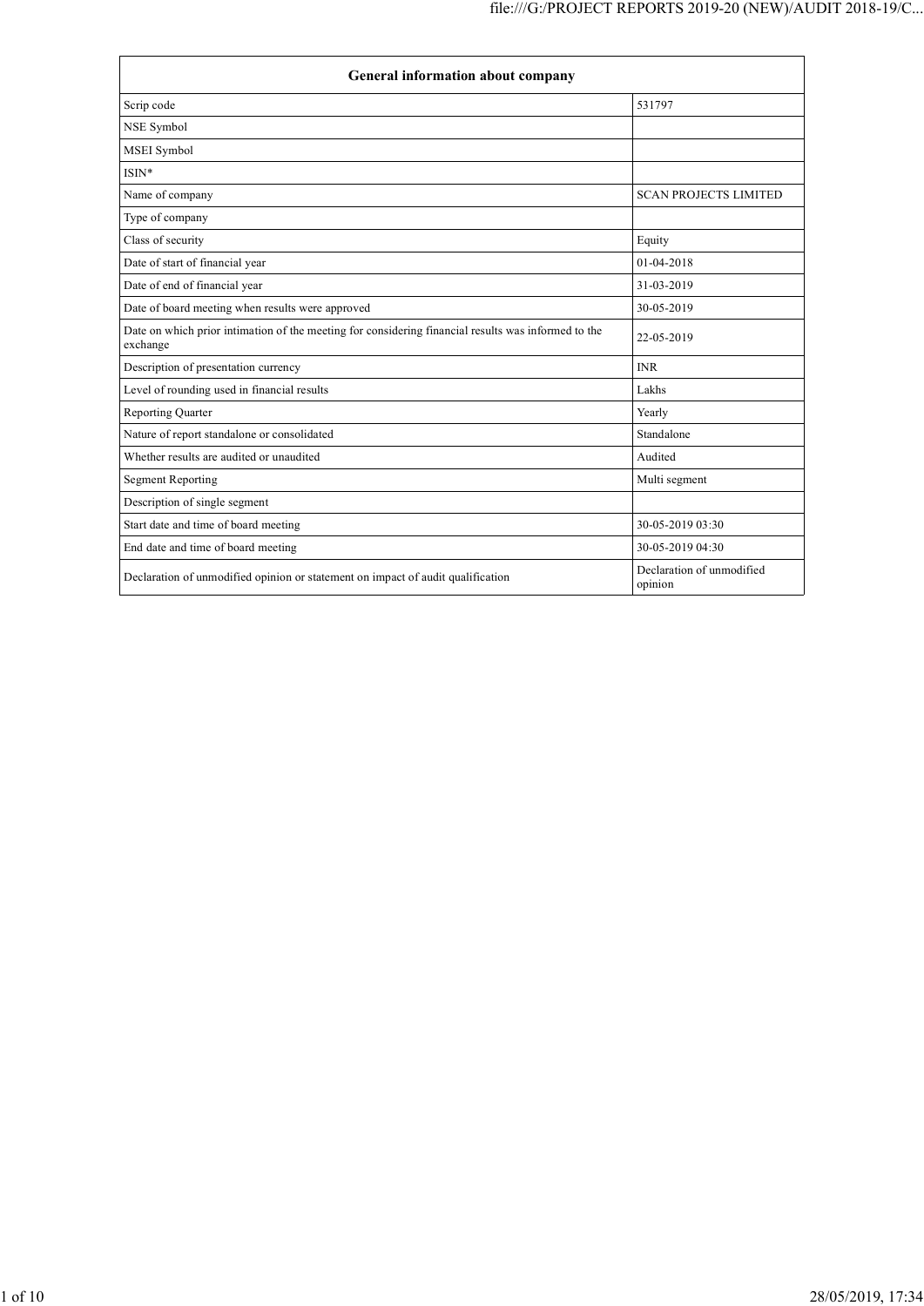| General information about company | |
|---|---|
| Scrip code | 531797 |
| NSE Symbol | |
| MSEI Symbol | |
| ISIN* | |
| Name of company | SCAN PROJECTS LIMITED |
| Type of company | |
| Class of security | Equity |
| Date of start of financial year | 01-04-2018 |
| Date of end of financial year | 31-03-2019 |
| Date of board meeting when results were approved | 30-05-2019 |
| Date on which prior intimation of the meeting for considering financial results was informed to the exchange | 22-05-2019 |
| Description of presentation currency | INR |
| Level of rounding used in financial results | Lakhs |
| Reporting Quarter | Yearly |
| Nature of report standalone or consolidated | Standalone |
| Whether results are audited or unaudited | Audited |
| Segment Reporting | Multi segment |
| Description of single segment | |
| Start date and time of board meeting | 30-05-2019 03:30 |
| End date and time of board meeting | 30-05-2019 04:30 |
| Declaration of unmodified opinion or statement on impact of audit qualification | Declaration of unmodified opinion |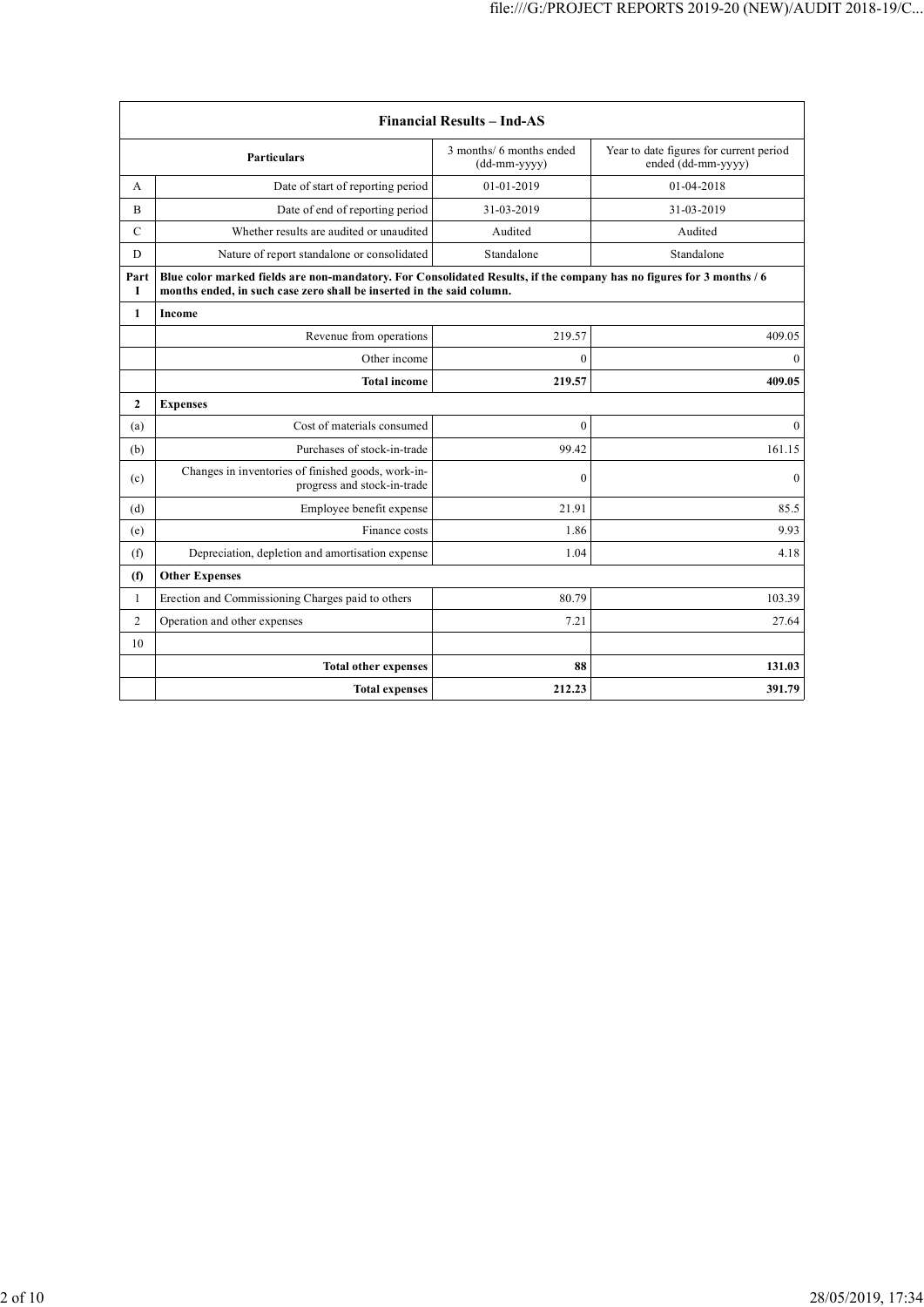| Financial Results – Ind-AS | | | |
|---|---|---|---|
| | Particulars | 3 months/ 6 months ended (dd-mm-yyyy) | Year to date figures for current period ended (dd-mm-yyyy) |
| A | Date of start of reporting period | 01-01-2019 | 01-04-2018 |
| B | Date of end of reporting period | 31-03-2019 | 31-03-2019 |
| C | Whether results are audited or unaudited | Audited | Audited |
| D | Nature of report standalone or consolidated | Standalone | Standalone |
| **Part I** | **Blue color marked fields are non-mandatory. For Consolidated Results, if the company has no figures for 3 months / 6 months ended, in such case zero shall be inserted in the said column.** | | |
| **1** | **Income** | | |
| | Revenue from operations | 219.57 | 409.05 |
| | Other income | 0 | 0 |
| | **Total income** | **219.57** | **409.05** |
| **2** | **Expenses** | | |
| (a) | Cost of materials consumed | 0 | 0 |
| (b) | Purchases of stock-in-trade | 99.42 | 161.15 |
| (c) | Changes in inventories of finished goods, work-in-progress and stock-in-trade | 0 | 0 |
| (d) | Employee benefit expense | 21.91 | 85.5 |
| (e) | Finance costs | 1.86 | 9.93 |
| (f) | Depreciation, depletion and amortisation expense | 1.04 | 4.18 |
| **(f)** | **Other Expenses** | | |
| 1 | Erection and Commissioning Charges paid to others | 80.79 | 103.39 |
| 2 | Operation and other expenses | 7.21 | 27.64 |
| 10 | | | |
| | **Total other expenses** | **88** | **131.03** |
| | **Total expenses** | **212.23** | **391.79** |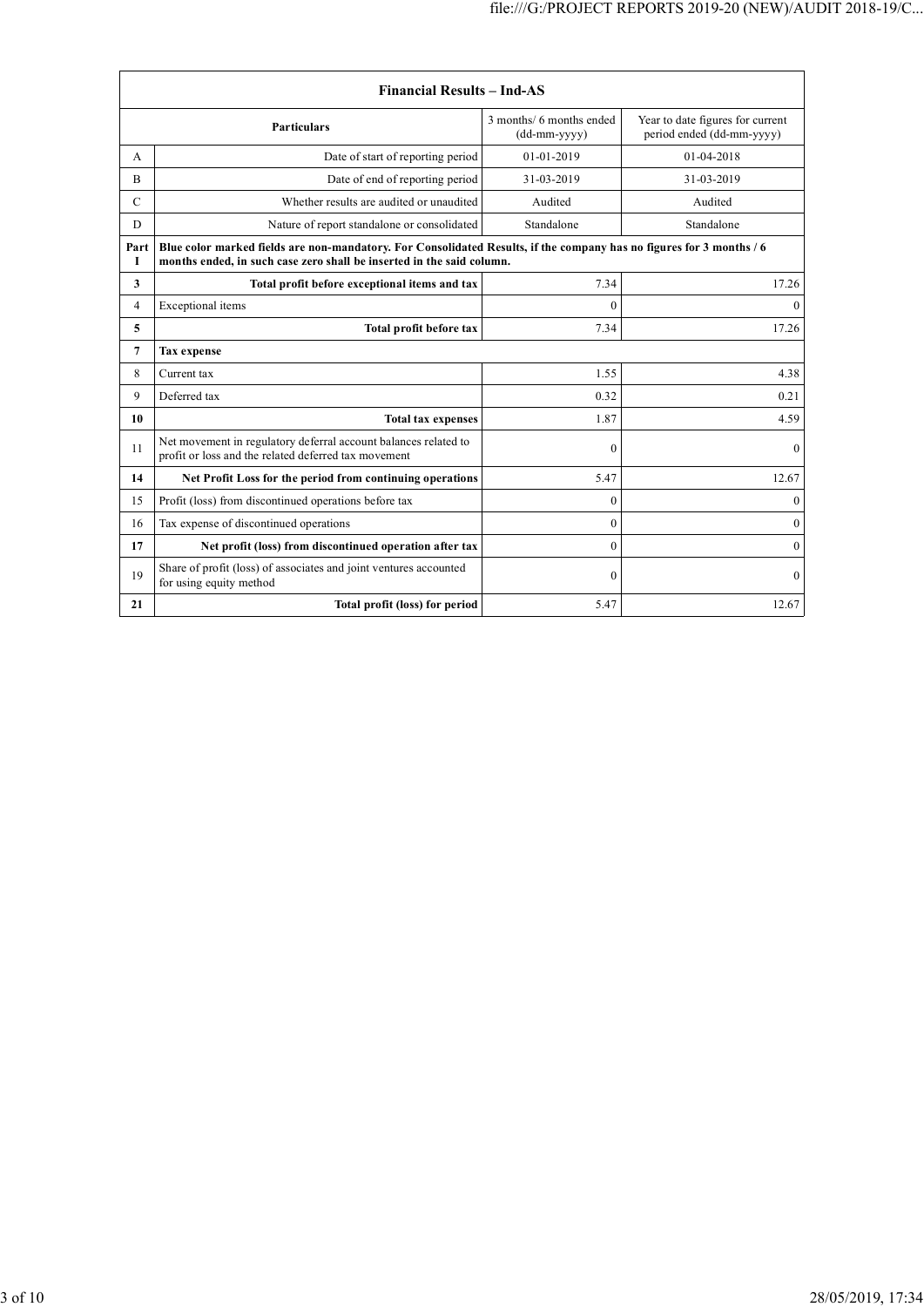| Financial Results – Ind-AS | | | |
|---|---|---|---|
| | **Particulars** | 3 months/ 6 months ended (dd-mm-yyyy) | Year to date figures for current period ended (dd-mm-yyyy) |
| A | Date of start of reporting period | 01-01-2019 | 01-04-2018 |
| B | Date of end of reporting period | 31-03-2019 | 31-03-2019 |
| C | Whether results are audited or unaudited | Audited | Audited |
| D | Nature of report standalone or consolidated | Standalone | Standalone |
| **Part I** | **Blue color marked fields are non-mandatory. For Consolidated Results, if the company has no figures for 3 months / 6 months ended, in such case zero shall be inserted in the said column.** | | |
| **3** | **Total profit before exceptional items and tax** | 7.34 | 17.26 |
| 4 | Exceptional items | 0 | 0 |
| **5** | **Total profit before tax** | 7.34 | 17.26 |
| **7** | **Tax expense** | | |
| 8 | Current tax | 1.55 | 4.38 |
| 9 | Deferred tax | 0.32 | 0.21 |
| **10** | **Total tax expenses** | 1.87 | 4.59 |
| 11 | Net movement in regulatory deferral account balances related to profit or loss and the related deferred tax movement | 0 | 0 |
| **14** | **Net Profit Loss for the period from continuing operations** | 5.47 | 12.67 |
| 15 | Profit (loss) from discontinued operations before tax | 0 | 0 |
| 16 | Tax expense of discontinued operations | 0 | 0 |
| **17** | **Net profit (loss) from discontinued operation after tax** | 0 | 0 |
| 19 | Share of profit (loss) of associates and joint ventures accounted for using equity method | 0 | 0 |
| **21** | **Total profit (loss) for period** | 5.47 | 12.67 |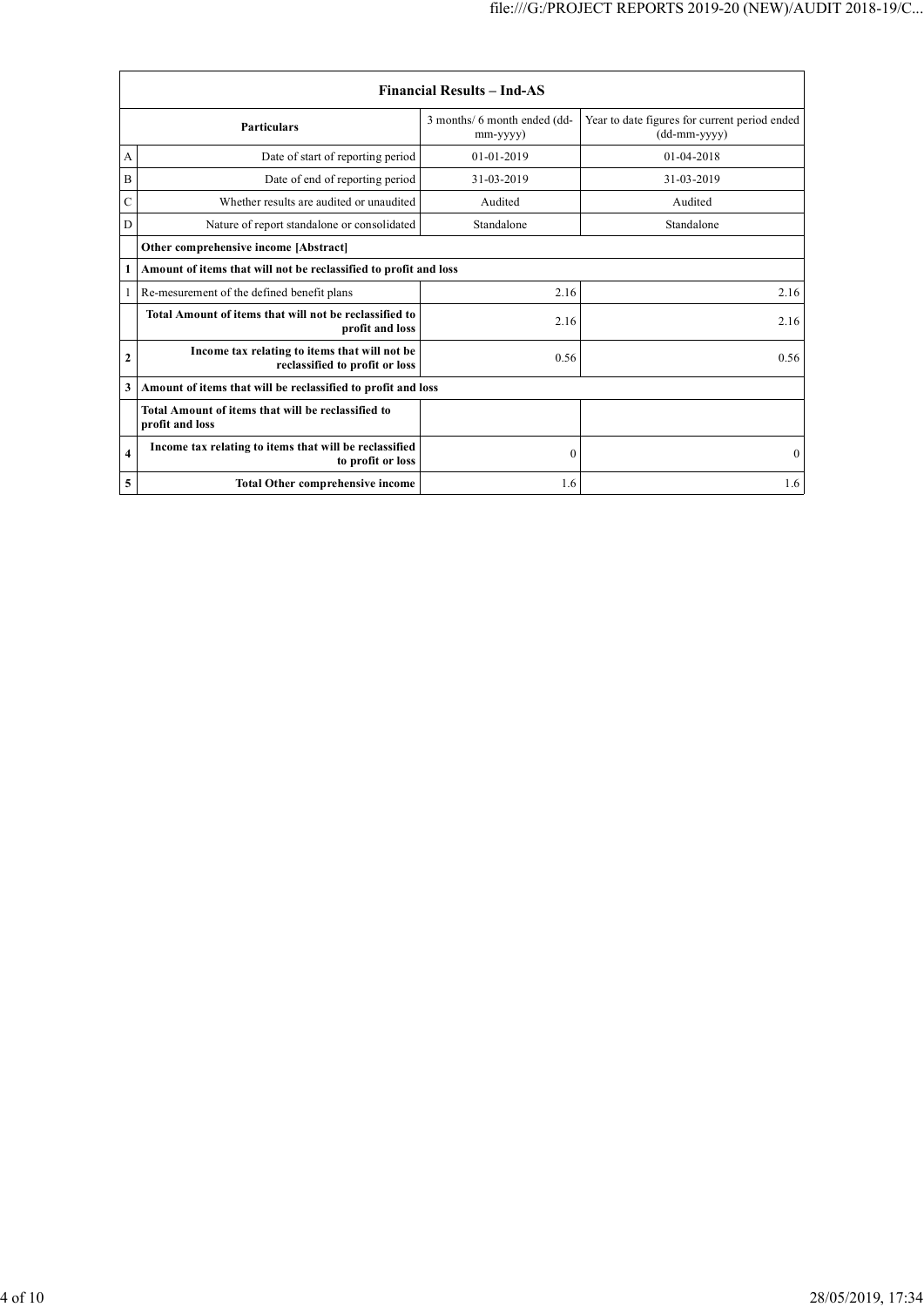| Financial Results – Ind-AS | | | |
|---|---|---|---|
| | **Particulars** | 3 months/ 6 month ended (dd-mm-yyyy) | Year to date figures for current period ended (dd-mm-yyyy) |
| A | Date of start of reporting period | 01-01-2019 | 01-04-2018 |
| B | Date of end of reporting period | 31-03-2019 | 31-03-2019 |
| C | Whether results are audited or unaudited | Audited | Audited |
| D | Nature of report standalone or consolidated | Standalone | Standalone |
| | **Other comprehensive income [Abstract]** | | |
| **1** | **Amount of items that will not be reclassified to profit and loss** | | |
| 1 | Re-mesurement of the defined benefit plans | 2.16 | 2.16 |
| | **Total Amount of items that will not be reclassified to profit and loss** | 2.16 | 2.16 |
| **2** | **Income tax relating to items that will not be reclassified to profit or loss** | 0.56 | 0.56 |
| **3** | **Amount of items that will be reclassified to profit and loss** | | |
| | **Total Amount of items that will be reclassified to profit and loss** | | |
| **4** | **Income tax relating to items that will be reclassified to profit or loss** | 0 | 0 |
| **5** | **Total Other comprehensive income** | 1.6 | 1.6 |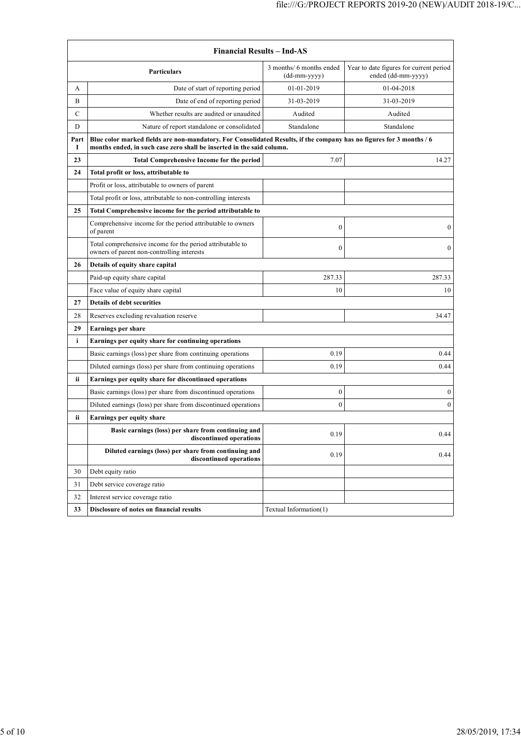| Financial Results – Ind-AS | | | |
|---|---|---|---|
| | Particulars | 3 months/ 6 months ended (dd-mm-yyyy) | Year to date figures for current period ended (dd-mm-yyyy) |
| A | Date of start of reporting period | 01-01-2019 | 01-04-2018 |
| B | Date of end of reporting period | 31-03-2019 | 31-03-2019 |
| C | Whether results are audited or unaudited | Audited | Audited |
| D | Nature of report standalone or consolidated | Standalone | Standalone |
| Part I | **Blue color marked fields are non-mandatory. For Consolidated Results, if the company has no figures for 3 months / 6 months ended, in such case zero shall be inserted in the said column.** | | |
| **23** | **Total Comprehensive Income for the period** | 7.07 | 14.27 |
| **24** | **Total profit or loss, attributable to** | | |
| | Profit or loss, attributable to owners of parent | | |
| | Total profit or loss, attributable to non-controlling interests | | |
| **25** | **Total Comprehensive income for the period attributable to** | | |
| | Comprehensive income for the period attributable to owners of parent | 0 | 0 |
| | Total comprehensive income for the period attributable to owners of parent non-controlling interests | 0 | 0 |
| **26** | **Details of equity share capital** | | |
| | Paid-up equity share capital | 287.33 | 287.33 |
| | Face value of equity share capital | 10 | 10 |
| **27** | **Details of debt securities** | | |
| 28 | Reserves excluding revaluation reserve | | 34.47 |
| **29** | **Earnings per share** | | |
| **i** | **Earnings per equity share for continuing operations** | | |
| | Basic earnings (loss) per share from continuing operations | 0.19 | 0.44 |
| | Diluted earnings (loss) per share from continuing operations | 0.19 | 0.44 |
| **ii** | **Earnings per equity share for discontinued operations** | | |
| | Basic earnings (loss) per share from discontinued operations | 0 | 0 |
| | Diluted earnings (loss) per share from discontinued operations | 0 | 0 |
| **ii** | **Earnings per equity share** | | |
| | **Basic earnings (loss) per share from continuing and discontinued operations** | 0.19 | 0.44 |
| | **Diluted earnings (loss) per share from continuing and discontinued operations** | 0.19 | 0.44 |
| 30 | Debt equity ratio | | |
| 31 | Debt service coverage ratio | | |
| 32 | Interest service coverage ratio | | |
| **33** | **Disclosure of notes on financial results** | Textual Information(1) | |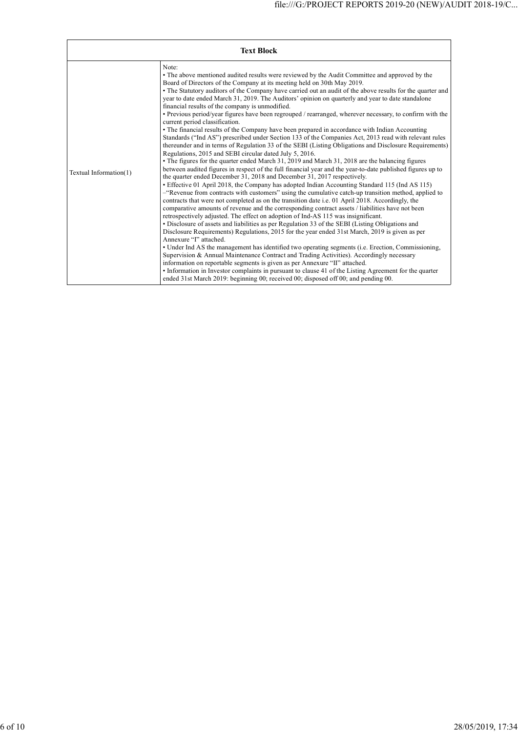| Text Block | |
|---|---|
| Textual Information(1) | Note:<br>• The above mentioned audited results were reviewed by the Audit Committee and approved by the Board of Directors of the Company at its meeting held on 30th May 2019.<br>• The Statutory auditors of the Company have carried out an audit of the above results for the quarter and year to date ended March 31, 2019. The Auditors' opinion on quarterly and year to date standalone financial results of the company is unmodified.<br>• Previous period/year figures have been regrouped / rearranged, wherever necessary, to confirm with the current period classification.<br>• The financial results of the Company have been prepared in accordance with Indian Accounting Standards ("Ind AS") prescribed under Section 133 of the Companies Act, 2013 read with relevant rules thereunder and in terms of Regulation 33 of the SEBI (Listing Obligations and Disclosure Requirements) Regulations, 2015 and SEBI circular dated July 5, 2016.<br>• The figures for the quarter ended March 31, 2019 and March 31, 2018 are the balancing figures between audited figures in respect of the full financial year and the year-to-date published figures up to the quarter ended December 31, 2018 and December 31, 2017 respectively.<br>• Effective 01 April 2018, the Company has adopted Indian Accounting Standard 115 (Ind AS 115) –"Revenue from contracts with customers" using the cumulative catch-up transition method, applied to contracts that were not completed as on the transition date i.e. 01 April 2018. Accordingly, the comparative amounts of revenue and the corresponding contract assets / liabilities have not been retrospectively adjusted. The effect on adoption of Ind-AS 115 was insignificant.<br>• Disclosure of assets and liabilities as per Regulation 33 of the SEBI (Listing Obligations and Disclosure Requirements) Regulations, 2015 for the year ended 31st March, 2019 is given as per Annexure "I" attached.<br>• Under Ind AS the management has identified two operating segments (i.e. Erection, Commissioning, Supervision & Annual Maintenance Contract and Trading Activities). Accordingly necessary information on reportable segments is given as per Annexure "II" attached.<br>• Information in Investor complaints in pursuant to clause 41 of the Listing Agreement for the quarter ended 31st March 2019: beginning 00; received 00; disposed off 00; and pending 00. |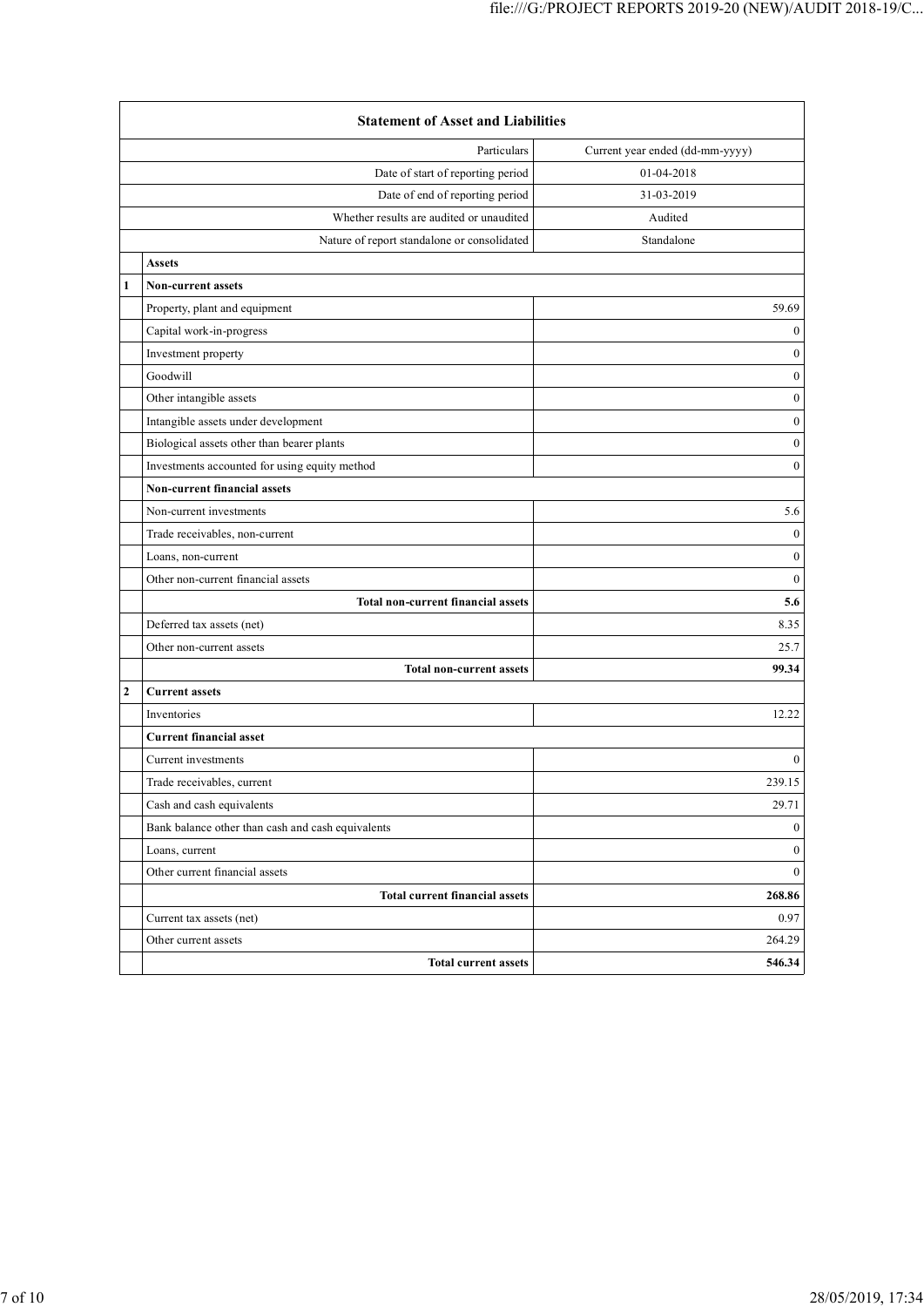| Statement of Asset and Liabilities | | |
|---|---|---|
| | Particulars | Current year ended (dd-mm-yyyy) |
| | Date of start of reporting period | 01-04-2018 |
| | Date of end of reporting period | 31-03-2019 |
| | Whether results are audited or unaudited | Audited |
| | Nature of report standalone or consolidated | Standalone |
| | **Assets** | |
| **1** | **Non-current assets** | |
| | Property, plant and equipment | 59.69 |
| | Capital work-in-progress | 0 |
| | Investment property | 0 |
| | Goodwill | 0 |
| | Other intangible assets | 0 |
| | Intangible assets under development | 0 |
| | Biological assets other than bearer plants | 0 |
| | Investments accounted for using equity method | 0 |
| | **Non-current financial assets** | |
| | Non-current investments | 5.6 |
| | Trade receivables, non-current | 0 |
| | Loans, non-current | 0 |
| | Other non-current financial assets | 0 |
| | **Total non-current financial assets** | **5.6** |
| | Deferred tax assets (net) | 8.35 |
| | Other non-current assets | 25.7 |
| | **Total non-current assets** | **99.34** |
| **2** | **Current assets** | |
| | Inventories | 12.22 |
| | **Current financial asset** | |
| | Current investments | 0 |
| | Trade receivables, current | 239.15 |
| | Cash and cash equivalents | 29.71 |
| | Bank balance other than cash and cash equivalents | 0 |
| | Loans, current | 0 |
| | Other current financial assets | 0 |
| | **Total current financial assets** | **268.86** |
| | Current tax assets (net) | 0.97 |
| | Other current assets | 264.29 |
| | **Total current assets** | **546.34** |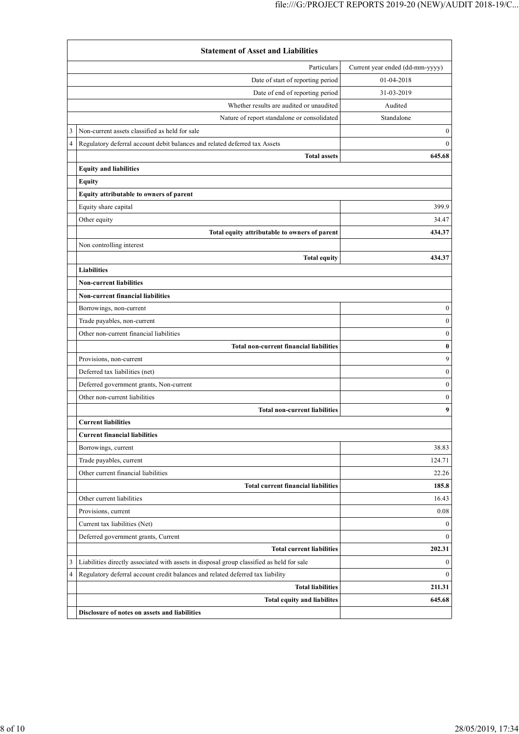| | Statement of Asset and Liabilities | |
|---|---|---|
| | Particulars | Current year ended (dd-mm-yyyy) |
| | Date of start of reporting period | 01-04-2018 |
| | Date of end of reporting period | 31-03-2019 |
| | Whether results are audited or unaudited | Audited |
| | Nature of report standalone or consolidated | Standalone |
| 3 | Non-current assets classified as held for sale | 0 |
| 4 | Regulatory deferral account debit balances and related deferred tax Assets | 0 |
| | **Total assets** | **645.68** |
| | **Equity and liabilities** | |
| | **Equity** | |
| | **Equity attributable to owners of parent** | |
| | Equity share capital | 399.9 |
| | Other equity | 34.47 |
| | **Total equity attributable to owners of parent** | **434.37** |
| | Non controlling interest | |
| | **Total equity** | **434.37** |
| | **Liabilities** | |
| | **Non-current liabilities** | |
| | **Non-current financial liabilities** | |
| | Borrowings, non-current | 0 |
| | Trade payables, non-current | 0 |
| | Other non-current financial liabilities | 0 |
| | **Total non-current financial liabilities** | **0** |
| | Provisions, non-current | 9 |
| | Deferred tax liabilities (net) | 0 |
| | Deferred government grants, Non-current | 0 |
| | Other non-current liabilities | 0 |
| | **Total non-current liabilities** | **9** |
| | **Current liabilities** | |
| | **Current financial liabilities** | |
| | Borrowings, current | 38.83 |
| | Trade payables, current | 124.71 |
| | Other current financial liabilities | 22.26 |
| | **Total current financial liabilities** | **185.8** |
| | Other current liabilities | 16.43 |
| | Provisions, current | 0.08 |
| | Current tax liabilities (Net) | 0 |
| | Deferred government grants, Current | 0 |
| | **Total current liabilities** | **202.31** |
| 3 | Liabilities directly associated with assets in disposal group classified as held for sale | 0 |
| 4 | Regulatory deferral account credit balances and related deferred tax liability | 0 |
| | **Total liabilities** | **211.31** |
| | **Total equity and liabilites** | **645.68** |
| | **Disclosure of notes on assets and liabilities** | |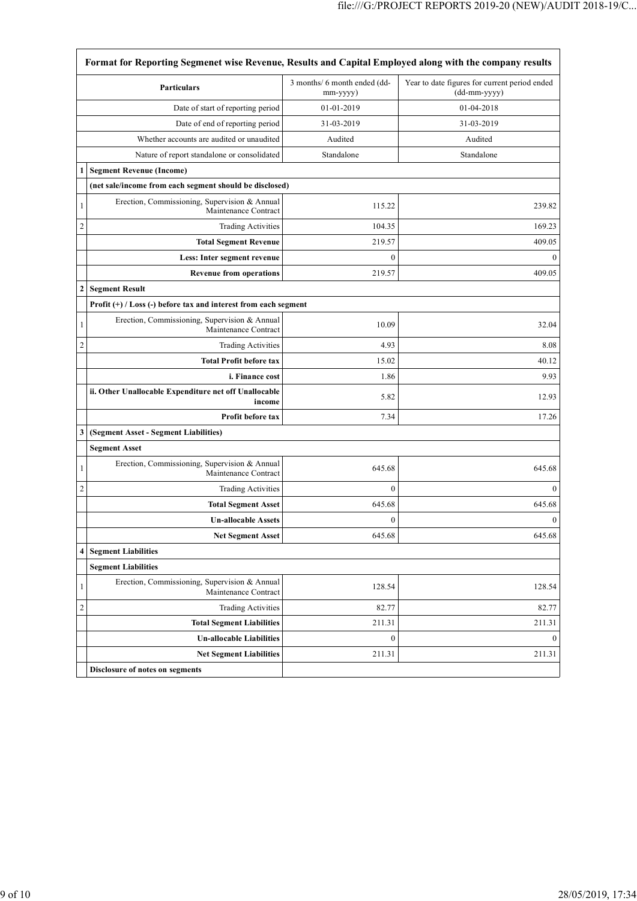| Format for Reporting Segmenet wise Revenue, Results and Capital Employed along with the company results | | | |
|---|---|---|---|
| | **Particulars** | 3 months/ 6 month ended (dd-mm-yyyy) | Year to date figures for current period ended (dd-mm-yyyy) |
| | Date of start of reporting period | 01-01-2019 | 01-04-2018 |
| | Date of end of reporting period | 31-03-2019 | 31-03-2019 |
| | Whether accounts are audited or unaudited | Audited | Audited |
| | Nature of report standalone or consolidated | Standalone | Standalone |
| **1** | **Segment Revenue (Income)** | | |
| | **(net sale/income from each segment should be disclosed)** | | |
| 1 | Erection, Commissioning, Supervision & Annual Maintenance Contract | 115.22 | 239.82 |
| 2 | Trading Activities | 104.35 | 169.23 |
| | **Total Segment Revenue** | 219.57 | 409.05 |
| | **Less: Inter segment revenue** | 0 | 0 |
| | **Revenue from operations** | 219.57 | 409.05 |
| **2** | **Segment Result** | | |
| | **Profit (+) / Loss (-) before tax and interest from each segment** | | |
| 1 | Erection, Commissioning, Supervision & Annual Maintenance Contract | 10.09 | 32.04 |
| 2 | Trading Activities | 4.93 | 8.08 |
| | **Total Profit before tax** | 15.02 | 40.12 |
| | **i. Finance cost** | 1.86 | 9.93 |
| | **ii. Other Unallocable Expenditure net off Unallocable income** | 5.82 | 12.93 |
| | **Profit before tax** | 7.34 | 17.26 |
| **3** | **(Segment Asset - Segment Liabilities)** | | |
| | **Segment Asset** | | |
| 1 | Erection, Commissioning, Supervision & Annual Maintenance Contract | 645.68 | 645.68 |
| 2 | Trading Activities | 0 | 0 |
| | **Total Segment Asset** | 645.68 | 645.68 |
| | **Un-allocable Assets** | 0 | 0 |
| | **Net Segment Asset** | 645.68 | 645.68 |
| **4** | **Segment Liabilities** | | |
| | **Segment Liabilities** | | |
| 1 | Erection, Commissioning, Supervision & Annual Maintenance Contract | 128.54 | 128.54 |
| 2 | Trading Activities | 82.77 | 82.77 |
| | **Total Segment Liabilities** | 211.31 | 211.31 |
| | **Un-allocable Liabilities** | 0 | 0 |
| | **Net Segment Liabilities** | 211.31 | 211.31 |
| | **Disclosure of notes on segments** | | |